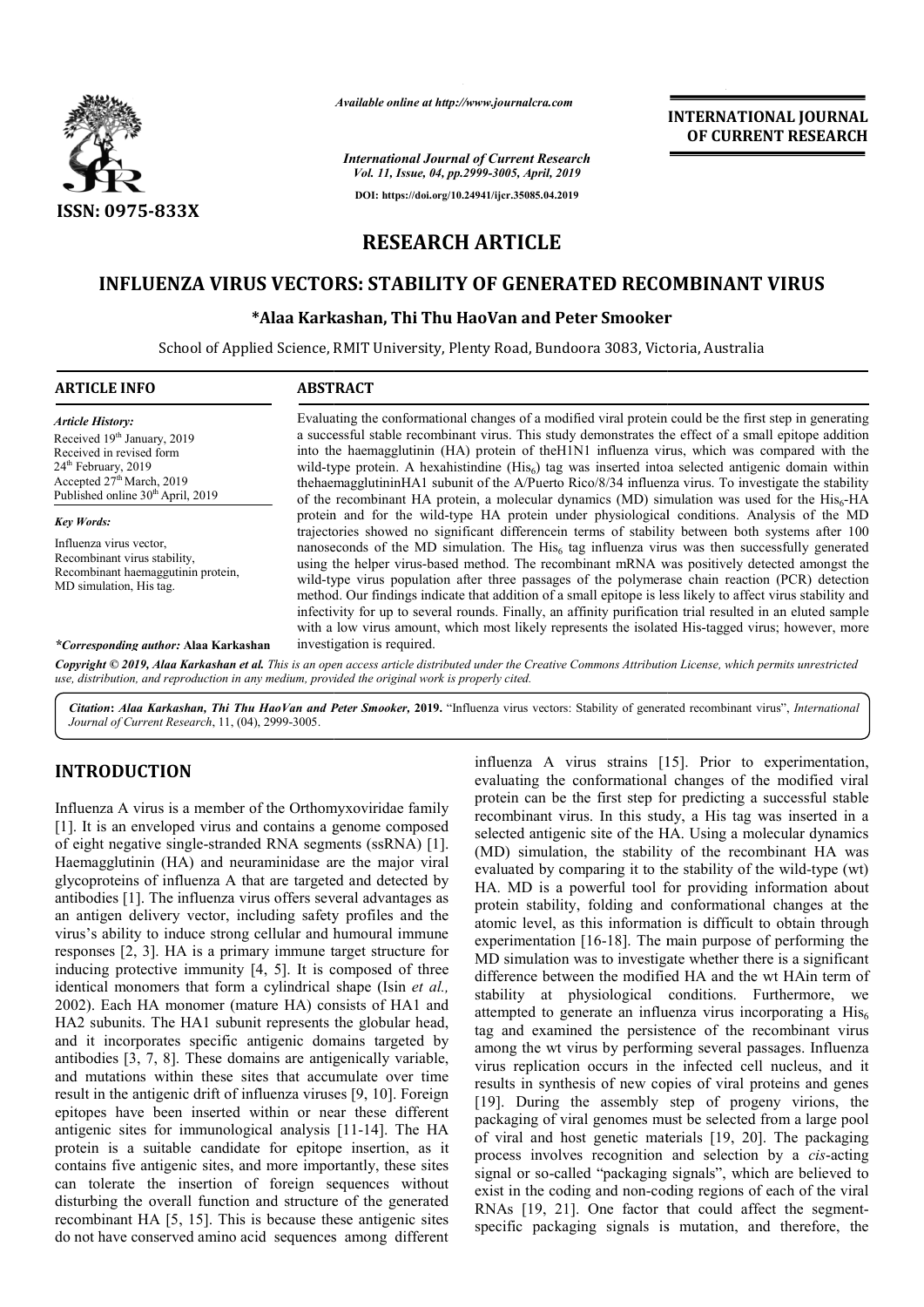*Available online at http://www.journalcra.com*

*International Journal of Current Research*
*Vol. 11, Issue, 04, pp.2999-3005, April, 2019*

**DOI: https://doi.org/10.24941/ijcr.35085.04.2019**

**ISSN: 0975-833X**

**INTERNATIONAL JOURNAL OF CURRENT RESEARCH**

# RESEARCH ARTICLE

# INFLUENZA VIRUS VECTORS: STABILITY OF GENERATED RECOMBINANT VIRUS

**\*Alaa Karkashan, Thi Thu HaoVan and Peter Smooker**

School of Applied Science, RMIT University, Plenty Road, Bundoora 3083, Victoria, Australia

## ARTICLE INFO

*Article History:*

Received 19[th] January, 2019
Received in revised form
24[th] February, 2019
Accepted 27[th] March, 2019
Published online 30[th] April, 2019

*Key Words:*

Influenza virus vector,
Recombinant virus stability,
Recombinant haemaggutinin protein,
MD simulation, His tag.

*\*Corresponding author:* **Alaa Karkashan**

## ABSTRACT

Evaluating the conformational changes of a modified viral protein could be the first step in generating a successful stable recombinant virus. This study demonstrates the effect of a small epitope addition into the haemagglutinin (HA) protein of theH1N1 influenza virus, which was compared with the wild-type protein. A hexahistindine ($His_6$) tag was inserted intoa selected antigenic domain within thehaemagglutininHA1 subunit of the A/Puerto Rico/8/34 influenza virus. To investigate the stability of the recombinant HA protein, a molecular dynamics (MD) simulation was used for the $His_6$-HA protein and for the wild-type HA protein under physiological conditions. Analysis of the MD trajectories showed no significant differencein terms of stability between both systems after 100 nanoseconds of the MD simulation. The $His_6$ tag influenza virus was then successfully generated using the helper virus-based method. The recombinant mRNA was positively detected amongst the wild-type virus population after three passages of the polymerase chain reaction (PCR) detection method. Our findings indicate that addition of a small epitope is less likely to affect virus stability and infectivity for up to several rounds. Finally, an affinity purification trial resulted in an eluted sample with a low virus amount, which most likely represents the isolated His-tagged virus; however, more investigation is required.

Copyright © 2019, Alaa Karkashan et al. *This is an open access article distributed under the Creative Commons Attribution License, which permits unrestricted use, distribution, and reproduction in any medium, provided the original work is properly cited.*

**Citation:** *Alaa Karkashan, Thi Thu HaoVan and Peter Smooker,* **2019.** "Influenza virus vectors: Stability of generated recombinant virus", *International Journal of Current Research*, 11, (04), 2999-3005.

## INTRODUCTION

Influenza A virus is a member of the Orthomyxoviridae family [1]. It is an enveloped virus and contains a genome composed of eight negative single-stranded RNA segments (ssRNA) [1]. Haemagglutinin (HA) and neuraminidase are the major viral glycoproteins of influenza A that are targeted and detected by antibodies [1]. The influenza virus offers several advantages as an antigen delivery vector, including safety profiles and the virus's ability to induce strong cellular and humoural immune responses [2, 3]. HA is a primary immune target structure for inducing protective immunity [4, 5]. It is composed of three identical monomers that form a cylindrical shape (Isin *et al.,* 2002). Each HA monomer (mature HA) consists of HA1 and HA2 subunits. The HA1 subunit represents the globular head, and it incorporates specific antigenic domains targeted by antibodies [3, 7, 8]. These domains are antigenically variable, and mutations within these sites that accumulate over time result in the antigenic drift of influenza viruses [9, 10]. Foreign epitopes have been inserted within or near these different antigenic sites for immunological analysis [11-14]. The HA protein is a suitable candidate for epitope insertion, as it contains five antigenic sites, and more importantly, these sites can tolerate the insertion of foreign sequences without disturbing the overall function and structure of the generated recombinant HA [5, 15]. This is because these antigenic sites do not have conserved amino acid sequences among different influenza A virus strains [15]. Prior to experimentation, evaluating the conformational changes of the modified viral protein can be the first step for predicting a successful stable recombinant virus. In this study, a His tag was inserted in a selected antigenic site of the HA. Using a molecular dynamics (MD) simulation, the stability of the recombinant HA was evaluated by comparing it to the stability of the wild-type (wt) HA. MD is a powerful tool for providing information about protein stability, folding and conformational changes at the atomic level, as this information is difficult to obtain through experimentation [16-18]. The main purpose of performing the MD simulation was to investigate whether there is a significant difference between the modified HA and the wt HAin term of stability at physiological conditions. Furthermore, we attempted to generate an influenza virus incorporating a $His_6$ tag and examined the persistence of the recombinant virus among the wt virus by performing several passages. Influenza virus replication occurs in the infected cell nucleus, and it results in synthesis of new copies of viral proteins and genes [19]. During the assembly step of progeny virions, the packaging of viral genomes must be selected from a large pool of viral and host genetic materials [19, 20]. The packaging process involves recognition and selection by a *cis*-acting signal or so-called "packaging signals", which are believed to exist in the coding and non-coding regions of each of the viral RNAs [19, 21]. One factor that could affect the segment-specific packaging signals is mutation, and therefore, the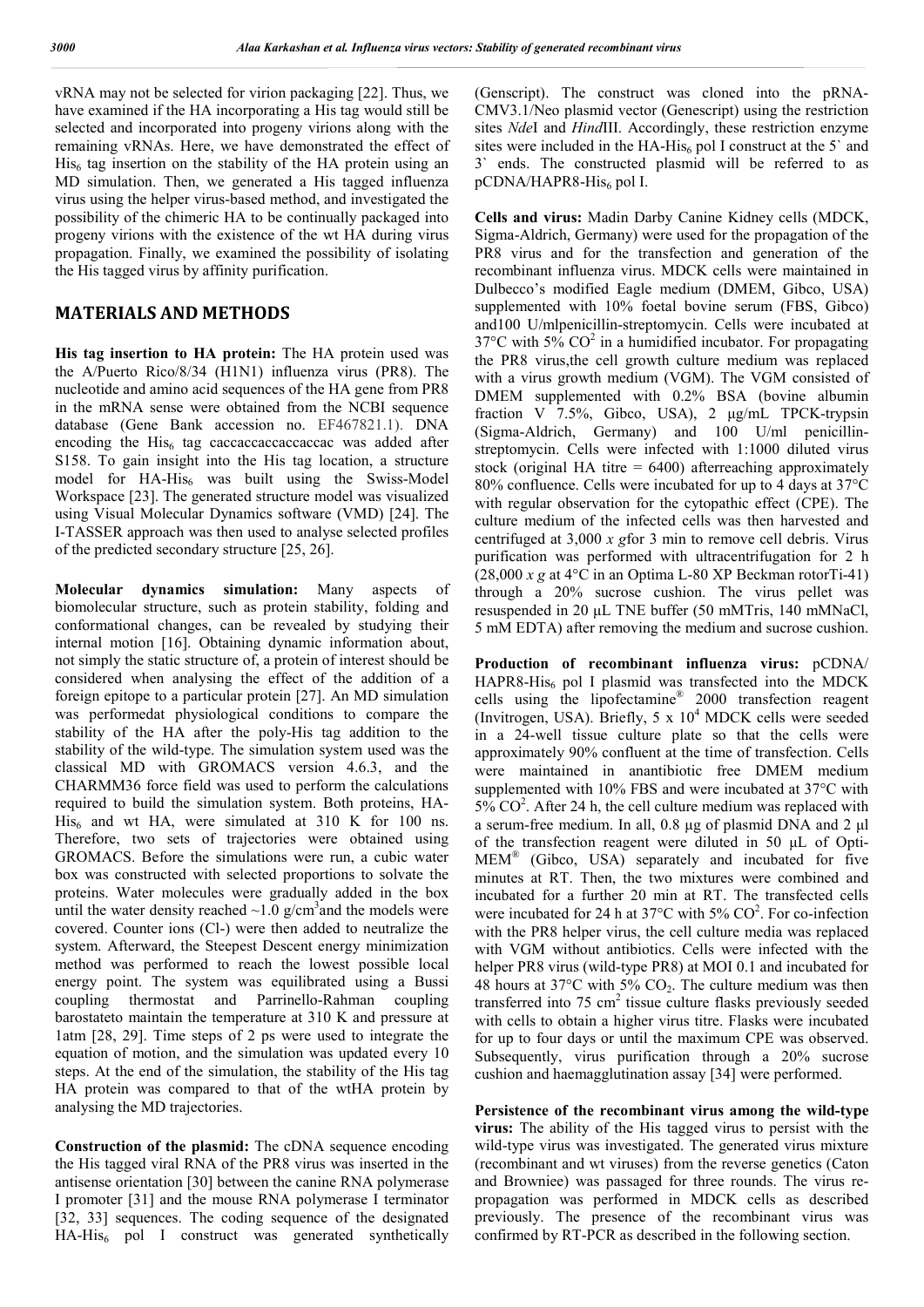vRNA may not be selected for virion packaging [22]. Thus, we have examined if the HA incorporating a His tag would still be selected and incorporated into progeny virions along with the remaining vRNAs. Here, we have demonstrated the effect of $His_6$ tag insertion on the stability of the HA protein using an MD simulation. Then, we generated a His tagged influenza virus using the helper virus-based method, and investigated the possibility of the chimeric HA to be continually packaged into progeny virions with the existence of the wt HA during virus propagation. Finally, we examined the possibility of isolating the His tagged virus by affinity purification.

## MATERIALS AND METHODS

**His tag insertion to HA protein:** The HA protein used was the A/Puerto Rico/8/34 (H1N1) influenza virus (PR8). The nucleotide and amino acid sequences of the HA gene from PR8 in the mRNA sense were obtained from the NCBI sequence database (Gene Bank accession no. EF467821.1). DNA encoding the $His_6$ tag caccaccaccaccaccac was added after S158. To gain insight into the His tag location, a structure model for HA-$His_6$ was built using the Swiss-Model Workspace [23]. The generated structure model was visualized using Visual Molecular Dynamics software (VMD) [24]. The I-TASSER approach was then used to analyse selected profiles of the predicted secondary structure [25, 26].

**Molecular dynamics simulation:** Many aspects of biomolecular structure, such as protein stability, folding and conformational changes, can be revealed by studying their internal motion [16]. Obtaining dynamic information about, not simply the static structure of, a protein of interest should be considered when analysing the effect of the addition of a foreign epitope to a particular protein [27]. An MD simulation was performedat physiological conditions to compare the stability of the HA after the poly-His tag addition to the stability of the wild-type. The simulation system used was the classical MD with GROMACS version 4.6.3, and the CHARMM36 force field was used to perform the calculations required to build the simulation system. Both proteins, HA-$His_6$ and wt HA, were simulated at 310 K for 100 ns. Therefore, two sets of trajectories were obtained using GROMACS. Before the simulations were run, a cubic water box was constructed with selected proportions to solvate the proteins. Water molecules were gradually added in the box until the water density reached ~1.0 g/cm$^3$and the models were covered. Counter ions (Cl-) were then added to neutralize the system. Afterward, the Steepest Descent energy minimization method was performed to reach the lowest possible local energy point. The system was equilibrated using a Bussi coupling thermostat and Parrinello-Rahman coupling barostateto maintain the temperature at 310 K and pressure at 1atm [28, 29]. Time steps of 2 ps were used to integrate the equation of motion, and the simulation was updated every 10 steps. At the end of the simulation, the stability of the His tag HA protein was compared to that of the wtHA protein by analysing the MD trajectories.

**Construction of the plasmid:** The cDNA sequence encoding the His tagged viral RNA of the PR8 virus was inserted in the antisense orientation [30] between the canine RNA polymerase I promoter [31] and the mouse RNA polymerase I terminator [32, 33] sequences. The coding sequence of the designated HA-$His_6$ pol I construct was generated synthetically (Genscript). The construct was cloned into the pRNA-CMV3.1/Neo plasmid vector (Genescript) using the restriction sites *Nde*I and *Hind*III. Accordingly, these restriction enzyme sites were included in the HA-$His_6$ pol I construct at the 5` and 3` ends. The constructed plasmid will be referred to as pCDNA/HAPR8-$His_6$ pol I.

**Cells and virus:** Madin Darby Canine Kidney cells (MDCK, Sigma-Aldrich, Germany) were used for the propagation of the PR8 virus and for the transfection and generation of the recombinant influenza virus. MDCK cells were maintained in Dulbecco's modified Eagle medium (DMEM, Gibco, USA) supplemented with 10% foetal bovine serum (FBS, Gibco) and100 U/mlpenicillin-streptomycin. Cells were incubated at 37°C with 5% $CO^2$ in a humidified incubator. For propagating the PR8 virus,the cell growth culture medium was replaced with a virus growth medium (VGM). The VGM consisted of DMEM supplemented with 0.2% BSA (bovine albumin fraction V 7.5%, Gibco, USA), 2 μg/mL TPCK-trypsin (Sigma-Aldrich, Germany) and 100 U/ml penicillin-streptomycin. Cells were infected with 1:1000 diluted virus stock (original HA titre = 6400) afterreaching approximately 80% confluence. Cells were incubated for up to 4 days at 37°C with regular observation for the cytopathic effect (CPE). The culture medium of the infected cells was then harvested and centrifuged at 3,000 *x g*for 3 min to remove cell debris. Virus purification was performed with ultracentrifugation for 2 h (28,000 *x g* at 4°C in an Optima L-80 XP Beckman rotorTi-41) through a 20% sucrose cushion. The virus pellet was resuspended in 20 μL TNE buffer (50 mMTris, 140 mMNaCl, 5 mM EDTA) after removing the medium and sucrose cushion.

**Production of recombinant influenza virus:** pCDNA/ HAPR8-$His_6$ pol I plasmid was transfected into the MDCK cells using the lipofectamine® 2000 transfection reagent (Invitrogen, USA). Briefly, 5 x $10^4$ MDCK cells were seeded in a 24-well tissue culture plate so that the cells were approximately 90% confluent at the time of transfection. Cells were maintained in anantibiotic free DMEM medium supplemented with 10% FBS and were incubated at 37°C with 5% $CO^2$. After 24 h, the cell culture medium was replaced with a serum-free medium. In all, 0.8 μg of plasmid DNA and 2 μl of the transfection reagent were diluted in 50 μL of Opti-MEM® (Gibco, USA) separately and incubated for five minutes at RT. Then, the two mixtures were combined and incubated for a further 20 min at RT. The transfected cells were incubated for 24 h at 37°C with 5% $CO^2$. For co-infection with the PR8 helper virus, the cell culture media was replaced with VGM without antibiotics. Cells were infected with the helper PR8 virus (wild-type PR8) at MOI 0.1 and incubated for 48 hours at 37°C with 5% $CO_2$. The culture medium was then transferred into 75 cm$^2$ tissue culture flasks previously seeded with cells to obtain a higher virus titre. Flasks were incubated for up to four days or until the maximum CPE was observed. Subsequently, virus purification through a 20% sucrose cushion and haemagglutination assay [34] were performed.

**Persistence of the recombinant virus among the wild-type virus:** The ability of the His tagged virus to persist with the wild-type virus was investigated. The generated virus mixture (recombinant and wt viruses) from the reverse genetics (Caton and Browniee) was passaged for three rounds. The virus re-propagation was performed in MDCK cells as described previously. The presence of the recombinant virus was confirmed by RT-PCR as described in the following section.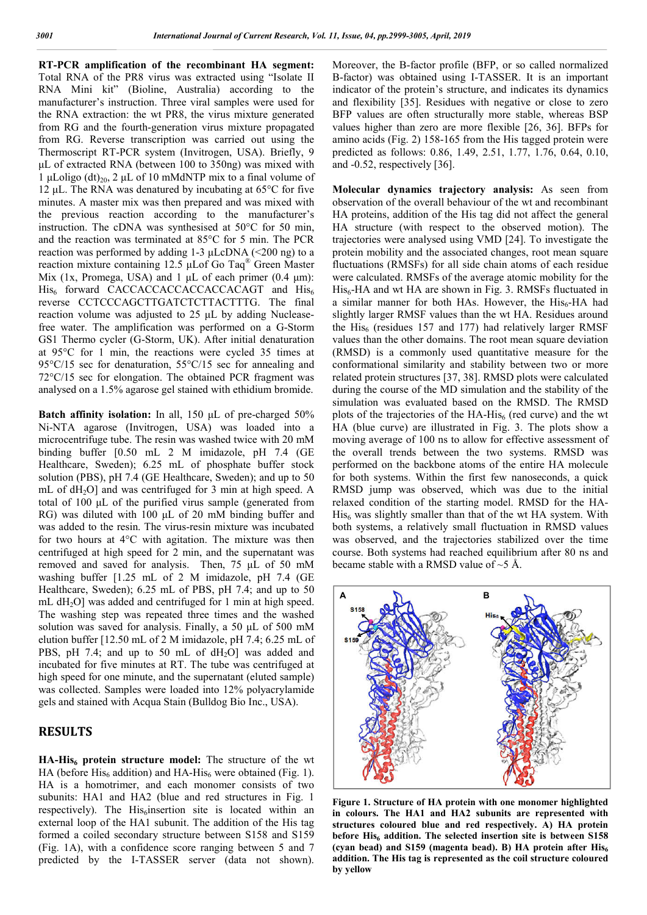**RT-PCR amplification of the recombinant HA segment:** Total RNA of the PR8 virus was extracted using "Isolate II RNA Mini kit" (Bioline, Australia) according to the manufacturer's instruction. Three viral samples were used for the RNA extraction: the wt PR8, the virus mixture generated from RG and the fourth-generation virus mixture propagated from RG. Reverse transcription was carried out using the Thermoscript RT-PCR system (Invitrogen, USA). Briefly, 9 µL of extracted RNA (between 100 to 350ng) was mixed with 1 µLoligo $(dt)_{20}$, 2 µL of 10 mMdNTP mix to a final volume of 12 µL. The RNA was denatured by incubating at 65°C for five minutes. A master mix was then prepared and was mixed with the previous reaction according to the manufacturer's instruction. The cDNA was synthesised at 50°C for 50 min, and the reaction was terminated at 85°C for 5 min. The PCR reaction was performed by adding 1-3 µLcDNA (<200 ng) to a reaction mixture containing 12.5 µLof Go Taq® Green Master Mix (1x, Promega, USA) and 1 µL of each primer (0.4 µm): $His_6$ forward CACCACCACCACCACCACAGT and $His_6$ reverse CCTCCCAGCTTGATCTCTTACTTTG. The final reaction volume was adjusted to 25 µL by adding Nuclease-free water. The amplification was performed on a G-Storm GS1 Thermo cycler (G-Storm, UK). After initial denaturation at 95°C for 1 min, the reactions were cycled 35 times at 95°C/15 sec for denaturation, 55°C/15 sec for annealing and 72°C/15 sec for elongation. The obtained PCR fragment was analysed on a 1.5% agarose gel stained with ethidium bromide.

**Batch affinity isolation:** In all, 150 µL of pre-charged 50% Ni-NTA agarose (Invitrogen, USA) was loaded into a microcentrifuge tube. The resin was washed twice with 20 mM binding buffer [0.50 mL 2 M imidazole, pH 7.4 (GE Healthcare, Sweden); 6.25 mL of phosphate buffer stock solution (PBS), pH 7.4 (GE Healthcare, Sweden); and up to 50 mL of $dH_2O$] and was centrifuged for 3 min at high speed. A total of 100 µL of the purified virus sample (generated from RG) was diluted with 100 µL of 20 mM binding buffer and was added to the resin. The virus-resin mixture was incubated for two hours at 4°C with agitation. The mixture was then centrifuged at high speed for 2 min, and the supernatant was removed and saved for analysis. Then, 75 µL of 50 mM washing buffer [1.25 mL of 2 M imidazole, pH 7.4 (GE Healthcare, Sweden); 6.25 mL of PBS, pH 7.4; and up to 50 mL $dH_2O$] was added and centrifuged for 1 min at high speed. The washing step was repeated three times and the washed solution was saved for analysis. Finally, a 50 µL of 500 mM elution buffer [12.50 mL of 2 M imidazole, pH 7.4; 6.25 mL of PBS, pH 7.4; and up to 50 mL of $dH_2O$] was added and incubated for five minutes at RT. The tube was centrifuged at high speed for one minute, and the supernatant (eluted sample) was collected. Samples were loaded into 12% polyacrylamide gels and stained with Acqua Stain (Bulldog Bio Inc., USA).

## RESULTS

**HA-$His_6$ protein structure model:** The structure of the wt HA (before $His_6$ addition) and HA-$His_6$ were obtained (Fig. 1). HA is a homotrimer, and each monomer consists of two subunits: HA1 and HA2 (blue and red structures in Fig. 1 respectively). The $His_6$insertion site is located within an external loop of the HA1 subunit. The addition of the His tag formed a coiled secondary structure between S158 and S159 (Fig. 1A), with a confidence score ranging between 5 and 7 predicted by the I-TASSER server (data not shown). Moreover, the B-factor profile (BFP, or so called normalized B-factor) was obtained using I-TASSER. It is an important indicator of the protein's structure, and indicates its dynamics and flexibility [35]. Residues with negative or close to zero BFP values are often structurally more stable, whereas BSP values higher than zero are more flexible [26, 36]. BFPs for amino acids (Fig. 2) 158-165 from the His tagged protein were predicted as follows: 0.86, 1.49, 2.51, 1.77, 1.76, 0.64, 0.10, and -0.52, respectively [36].

**Molecular dynamics trajectory analysis:** As seen from observation of the overall behaviour of the wt and recombinant HA proteins, addition of the His tag did not affect the general HA structure (with respect to the observed motion). The trajectories were analysed using VMD [24]. To investigate the protein mobility and the associated changes, root mean square fluctuations (RMSFs) for all side chain atoms of each residue were calculated. RMSFs of the average atomic mobility for the $His_6$-HA and wt HA are shown in Fig. 3. RMSFs fluctuated in a similar manner for both HAs. However, the $His_6$-HA had slightly larger RMSF values than the wt HA. Residues around the $His_6$ (residues 157 and 177) had relatively larger RMSF values than the other domains. The root mean square deviation (RMSD) is a commonly used quantitative measure for the conformational similarity and stability between two or more related protein structures [37, 38]. RMSD plots were calculated during the course of the MD simulation and the stability of the simulation was evaluated based on the RMSD. The RMSD plots of the trajectories of the HA-$His_6$ (red curve) and the wt HA (blue curve) are illustrated in Fig. 3. The plots show a moving average of 100 ns to allow for effective assessment of the overall trends between the two systems. RMSD was performed on the backbone atoms of the entire HA molecule for both systems. Within the first few nanoseconds, a quick RMSD jump was observed, which was due to the initial relaxed condition of the starting model. RMSD for the HA-$His_6$ was slightly smaller than that of the wt HA system. With both systems, a relatively small fluctuation in RMSD values was observed, and the trajectories stabilized over the time course. Both systems had reached equilibrium after 80 ns and became stable with a RMSD value of ~5 Å.

**Figure 1. Structure of HA protein with one monomer highlighted in colours. The HA1 and HA2 subunits are represented with structures coloured blue and red respectively. A) HA protein before $His_6$ addition. The selected insertion site is between S158 (cyan bead) and S159 (magenta bead). B) HA protein after $His_6$ addition. The His tag is represented as the coil structure coloured by yellow**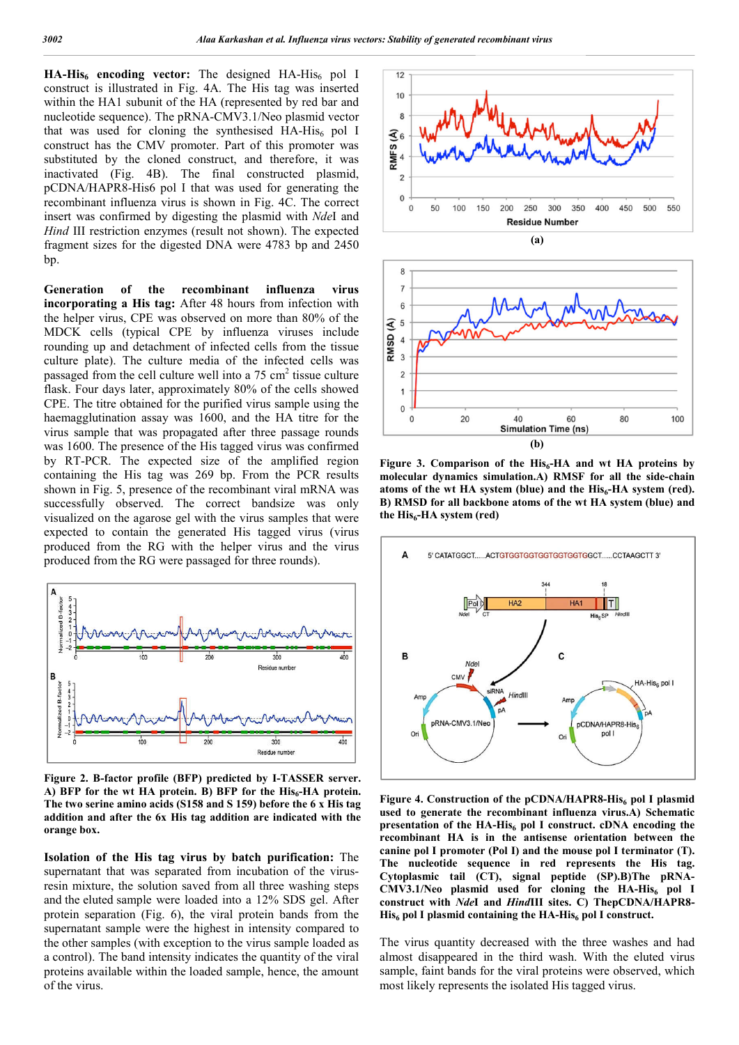**HA-His$_6$ encoding vector:** The designed HA-His$_6$ pol I construct is illustrated in Fig. 4A. The His tag was inserted within the HA1 subunit of the HA (represented by red bar and nucleotide sequence). The pRNA-CMV3.1/Neo plasmid vector that was used for cloning the synthesised HA-His$_6$ pol I construct has the CMV promoter. Part of this promoter was substituted by the cloned construct, and therefore, it was inactivated (Fig. 4B). The final constructed plasmid, pCDNA/HAPR8-His6 pol I that was used for generating the recombinant influenza virus is shown in Fig. 4C. The correct insert was confirmed by digesting the plasmid with *Nde*I and *Hind* III restriction enzymes (result not shown). The expected fragment sizes for the digested DNA were 4783 bp and 2450 bp.

**Generation of the recombinant influenza virus incorporating a His tag:** After 48 hours from infection with the helper virus, CPE was observed on more than 80% of the MDCK cells (typical CPE by influenza viruses include rounding up and detachment of infected cells from the tissue culture plate). The culture media of the infected cells was passaged from the cell culture well into a 75 cm$^2$ tissue culture flask. Four days later, approximately 80% of the cells showed CPE. The titre obtained for the purified virus sample using the haemagglutination assay was 1600, and the HA titre for the virus sample that was propagated after three passage rounds was 1600. The presence of the His tagged virus was confirmed by RT-PCR. The expected size of the amplified region containing the His tag was 269 bp. From the PCR results shown in Fig. 5, presence of the recombinant viral mRNA was successfully observed. The correct bandsize was only visualized on the agarose gel with the virus samples that were expected to contain the generated His tagged virus (virus produced from the RG with the helper virus and the virus produced from the RG were passaged for three rounds).

**Figure 2. B-factor profile (BFP) predicted by I-TASSER server. A) BFP for the wt HA protein. B) BFP for the His$_6$-HA protein. The two serine amino acids (S158 and S 159) before the 6 x His tag addition and after the 6x His tag addition are indicated with the orange box.**

**Isolation of the His tag virus by batch purification:** The supernatant that was separated from incubation of the virus-resin mixture, the solution saved from all three washing steps and the eluted sample were loaded into a 12% SDS gel. After protein separation (Fig. 6), the viral protein bands from the supernatant sample were the highest in intensity compared to the other samples (with exception to the virus sample loaded as a control). The band intensity indicates the quantity of the viral proteins available within the loaded sample, hence, the amount of the virus.

**Figure 3. Comparison of the His$_6$-HA and wt HA proteins by molecular dynamics simulation.A) RMSF for all the side-chain atoms of the wt HA system (blue) and the His$_6$-HA system (red). B) RMSD for all backbone atoms of the wt HA system (blue) and the His$_6$-HA system (red)**

**Figure 4. Construction of the pCDNA/HAPR8-His$_6$ pol I plasmid used to generate the recombinant influenza virus.A) Schematic presentation of the HA-His$_6$ pol I construct. cDNA encoding the recombinant HA is in the antisense orientation between the canine pol I promoter (Pol I) and the mouse pol I terminator (T). The nucleotide sequence in red represents the His tag. Cytoplasmic tail (CT), signal peptide (SP).B)The pRNA-CMV3.1/Neo plasmid used for cloning the HA-His$_6$ pol I construct with *Nde*I and *Hind*III sites. C) ThepCDNA/HAPR8-His$_6$ pol I plasmid containing the HA-His$_6$ pol I construct.**

The virus quantity decreased with the three washes and had almost disappeared in the third wash. With the eluted virus sample, faint bands for the viral proteins were observed, which most likely represents the isolated His tagged virus.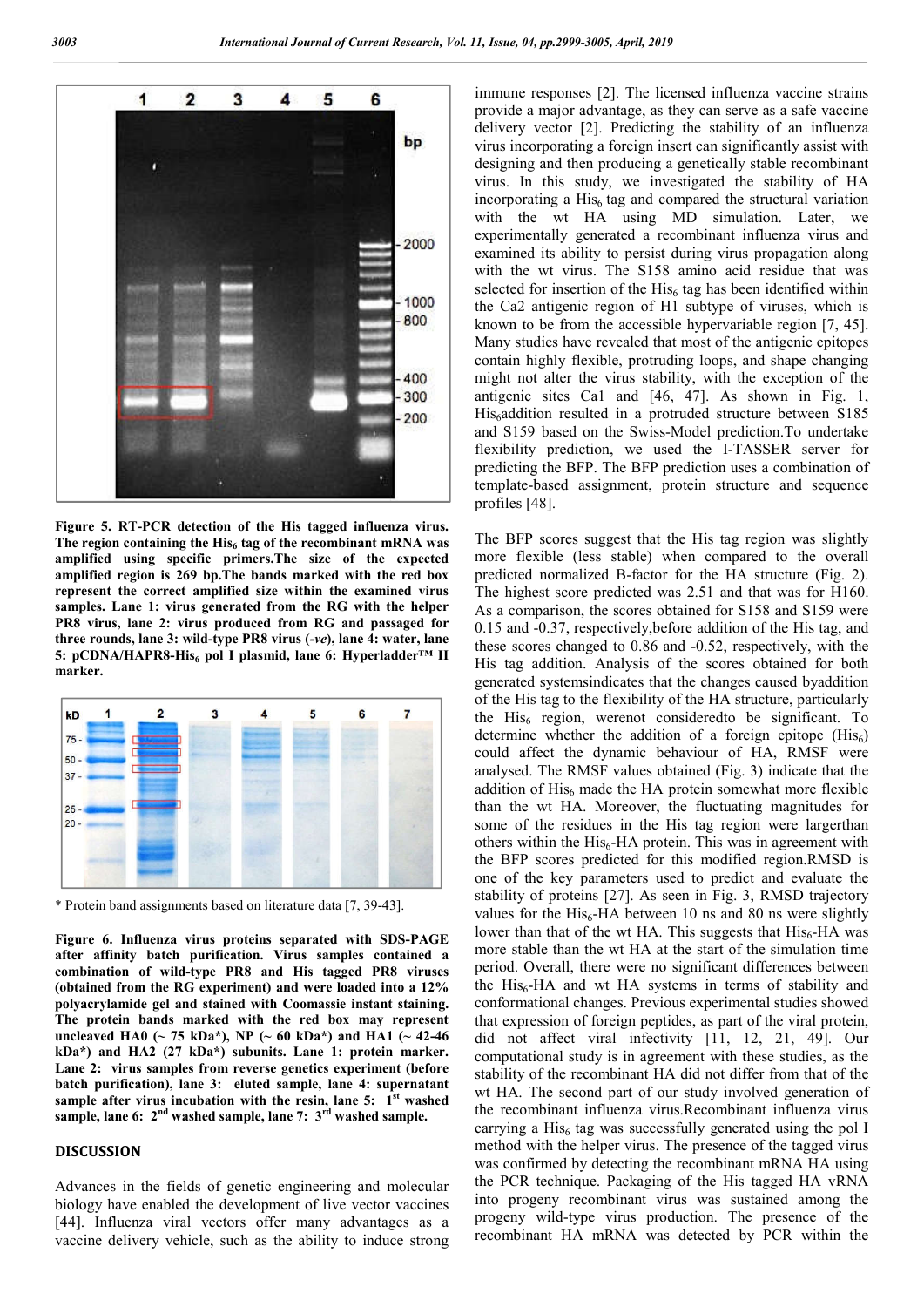**Figure 5. RT-PCR detection of the His tagged influenza virus. The region containing the $His_6$ tag of the recombinant mRNA was amplified using specific primers.The size of the expected amplified region is 269 bp.The bands marked with the red box represent the correct amplified size within the examined virus samples. Lane 1: virus generated from the RG with the helper PR8 virus, lane 2: virus produced from RG and passaged for three rounds, lane 3: wild-type PR8 virus (-*ve*), lane 4: water, lane 5: pCDNA/HAPR8-$His_6$ pol I plasmid, lane 6: Hyperladder™ II marker.**

\* Protein band assignments based on literature data [7, 39-43].

**Figure 6. Influenza virus proteins separated with SDS-PAGE after affinity batch purification. Virus samples contained a combination of wild-type PR8 and His tagged PR8 viruses (obtained from the RG experiment) and were loaded into a 12% polyacrylamide gel and stained with Coomassie instant staining. The protein bands marked with the red box may represent uncleaved HA0 (~ 75 kDa\*), NP (~ 60 kDa\*) and HA1 (~ 42-46 kDa\*) and HA2 (27 kDa\*) subunits. Lane 1: protein marker. Lane 2: virus samples from reverse genetics experiment (before batch purification), lane 3: eluted sample, lane 4: supernatant sample after virus incubation with the resin, lane 5: 1st washed sample, lane 6: 2nd washed sample, lane 7: 3rd washed sample.**

## DISCUSSION

Advances in the fields of genetic engineering and molecular biology have enabled the development of live vector vaccines [44]. Influenza viral vectors offer many advantages as a vaccine delivery vehicle, such as the ability to induce strong immune responses [2]. The licensed influenza vaccine strains provide a major advantage, as they can serve as a safe vaccine delivery vector [2]. Predicting the stability of an influenza virus incorporating a foreign insert can significantly assist with designing and then producing a genetically stable recombinant virus. In this study, we investigated the stability of HA incorporating a $His_6$ tag and compared the structural variation with the wt HA using MD simulation. Later, we experimentally generated a recombinant influenza virus and examined its ability to persist during virus propagation along with the wt virus. The S158 amino acid residue that was selected for insertion of the $His_6$ tag has been identified within the Ca2 antigenic region of H1 subtype of viruses, which is known to be from the accessible hypervariable region [7, 45]. Many studies have revealed that most of the antigenic epitopes contain highly flexible, protruding loops, and shape changing might not alter the virus stability, with the exception of the antigenic sites Ca1 and [46, 47]. As shown in Fig. 1, $His_6$addition resulted in a protruded structure between S185 and S159 based on the Swiss-Model prediction.To undertake flexibility prediction, we used the I-TASSER server for predicting the BFP. The BFP prediction uses a combination of template-based assignment, protein structure and sequence profiles [48].

The BFP scores suggest that the His tag region was slightly more flexible (less stable) when compared to the overall predicted normalized B-factor for the HA structure (Fig. 2). The highest score predicted was 2.51 and that was for H160. As a comparison, the scores obtained for S158 and S159 were 0.15 and -0.37, respectively,before addition of the His tag, and these scores changed to 0.86 and -0.52, respectively, with the His tag addition. Analysis of the scores obtained for both generated systemsindicates that the changes caused byaddition of the His tag to the flexibility of the HA structure, particularly the $His_6$ region, werenot consideredto be significant. To determine whether the addition of a foreign epitope ($His_6$) could affect the dynamic behaviour of HA, RMSF were analysed. The RMSF values obtained (Fig. 3) indicate that the addition of $His_6$ made the HA protein somewhat more flexible than the wt HA. Moreover, the fluctuating magnitudes for some of the residues in the His tag region were largerthan others within the $His_6$-HA protein. This was in agreement with the BFP scores predicted for this modified region.RMSD is one of the key parameters used to predict and evaluate the stability of proteins [27]. As seen in Fig. 3, RMSD trajectory values for the $His_6$-HA between 10 ns and 80 ns were slightly lower than that of the wt HA. This suggests that $His_6$-HA was more stable than the wt HA at the start of the simulation time period. Overall, there were no significant differences between the $His_6$-HA and wt HA systems in terms of stability and conformational changes. Previous experimental studies showed that expression of foreign peptides, as part of the viral protein, did not affect viral infectivity [11, 12, 21, 49]. Our computational study is in agreement with these studies, as the stability of the recombinant HA did not differ from that of the wt HA. The second part of our study involved generation of the recombinant influenza virus.Recombinant influenza virus carrying a $His_6$ tag was successfully generated using the pol I method with the helper virus. The presence of the tagged virus was confirmed by detecting the recombinant mRNA HA using the PCR technique. Packaging of the His tagged HA vRNA into progeny recombinant virus was sustained among the progeny wild-type virus production. The presence of the recombinant HA mRNA was detected by PCR within the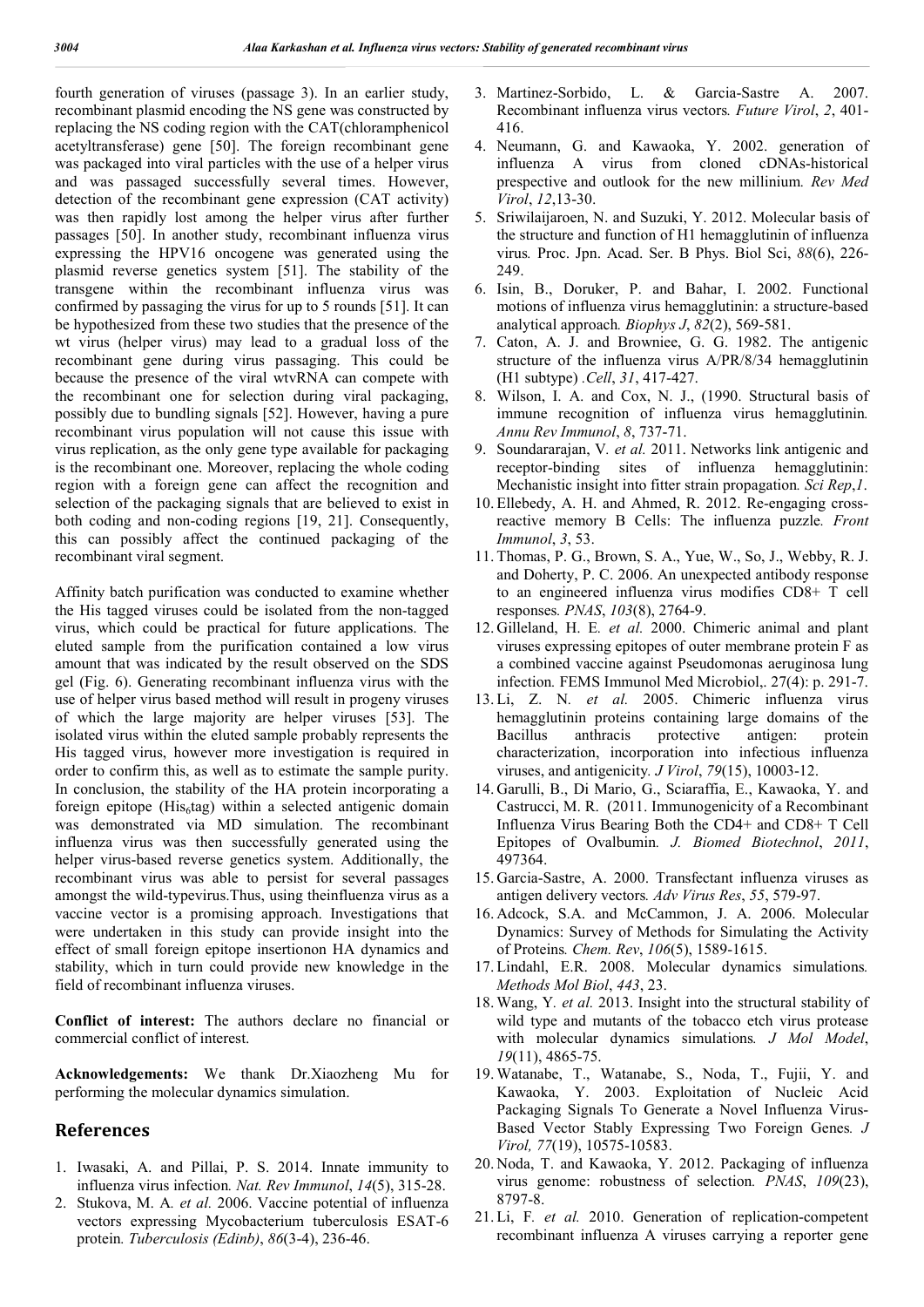fourth generation of viruses (passage 3). In an earlier study, recombinant plasmid encoding the NS gene was constructed by replacing the NS coding region with the CAT(chloramphenicol acetyltransferase) gene [50]. The foreign recombinant gene was packaged into viral particles with the use of a helper virus and was passaged successfully several times. However, detection of the recombinant gene expression (CAT activity) was then rapidly lost among the helper virus after further passages [50]. In another study, recombinant influenza virus expressing the HPV16 oncogene was generated using the plasmid reverse genetics system [51]. The stability of the transgene within the recombinant influenza virus was confirmed by passaging the virus for up to 5 rounds [51]. It can be hypothesized from these two studies that the presence of the wt virus (helper virus) may lead to a gradual loss of the recombinant gene during virus passaging. This could be because the presence of the viral wtvRNA can compete with the recombinant one for selection during viral packaging, possibly due to bundling signals [52]. However, having a pure recombinant virus population will not cause this issue with virus replication, as the only gene type available for packaging is the recombinant one. Moreover, replacing the whole coding region with a foreign gene can affect the recognition and selection of the packaging signals that are believed to exist in both coding and non-coding regions [19, 21]. Consequently, this can possibly affect the continued packaging of the recombinant viral segment.

Affinity batch purification was conducted to examine whether the His tagged viruses could be isolated from the non-tagged virus, which could be practical for future applications. The eluted sample from the purification contained a low virus amount that was indicated by the result observed on the SDS gel (Fig. 6). Generating recombinant influenza virus with the use of helper virus based method will result in progeny viruses of which the large majority are helper viruses [53]. The isolated virus within the eluted sample probably represents the His tagged virus, however more investigation is required in order to confirm this, as well as to estimate the sample purity. In conclusion, the stability of the HA protein incorporating a foreign epitope (His$_6$tag) within a selected antigenic domain was demonstrated via MD simulation. The recombinant influenza virus was then successfully generated using the helper virus-based reverse genetics system. Additionally, the recombinant virus was able to persist for several passages amongst the wild-typevirus.Thus, using theinfluenza virus as a vaccine vector is a promising approach. Investigations that were undertaken in this study can provide insight into the effect of small foreign epitope insertionon HA dynamics and stability, which in turn could provide new knowledge in the field of recombinant influenza viruses.

**Conflict of interest:** The authors declare no financial or commercial conflict of interest.

**Acknowledgements:** We thank Dr.Xiaozheng Mu for performing the molecular dynamics simulation.

## References

1. Iwasaki, A. and Pillai, P. S. 2014. Innate immunity to influenza virus infection. *Nat. Rev Immunol*, *14*(5), 315-28.
2. Stukova, M. A. *et al.* 2006. Vaccine potential of influenza vectors expressing Mycobacterium tuberculosis ESAT-6 protein. *Tuberculosis (Edinb)*, *86*(3-4), 236-46.
3. Martinez-Sorbido, L. & Garcia-Sastre A. 2007. Recombinant influenza virus vectors. *Future Virol*, *2*, 401-416.
4. Neumann, G. and Kawaoka, Y. 2002. generation of influenza A virus from cloned cDNAs-historical prespective and outlook for the new millinium. *Rev Med Virol*, *12*,13-30.
5. Sriwilaijaroen, N. and Suzuki, Y. 2012. Molecular basis of the structure and function of H1 hemagglutinin of influenza virus. Proc. Jpn. Acad. Ser. B Phys. Biol Sci, *88*(6), 226-249.
6. Isin, B., Doruker, P. and Bahar, I. 2002. Functional motions of influenza virus hemagglutinin: a structure-based analytical approach. *Biophys J*, *82*(2), 569-581.
7. Caton, A. J. and Browniee, G. G. 1982. The antigenic structure of the influenza virus A/PR/8/34 hemagglutinin (H1 subtype) .*Cell*, *31*, 417-427.
8. Wilson, I. A. and Cox, N. J., (1990. Structural basis of immune recognition of influenza virus hemagglutinin. *Annu Rev Immunol*, *8*, 737-71.
9. Soundararajan, V. *et al.* 2011. Networks link antigenic and receptor-binding sites of influenza hemagglutinin: Mechanistic insight into fitter strain propagation. *Sci Rep*,*1*.
10. Ellebedy, A. H. and Ahmed, R. 2012. Re-engaging cross-reactive memory B Cells: The influenza puzzle. *Front Immunol*, *3*, 53.
11. Thomas, P. G., Brown, S. A., Yue, W., So, J., Webby, R. J. and Doherty, P. C. 2006. An unexpected antibody response to an engineered influenza virus modifies CD8+ T cell responses. *PNAS*, *103*(8), 2764-9.
12. Gilleland, H. E. *et al.* 2000. Chimeric animal and plant viruses expressing epitopes of outer membrane protein F as a combined vaccine against Pseudomonas aeruginosa lung infection. FEMS Immunol Med Microbiol,. 27(4): p. 291-7.
13. Li, Z. N. *et al.* 2005. Chimeric influenza virus hemagglutinin proteins containing large domains of the Bacillus anthracis protective antigen: protein characterization, incorporation into infectious influenza viruses, and antigenicity. *J Virol*, *79*(15), 10003-12.
14. Garulli, B., Di Mario, G., Sciaraffia, E., Kawaoka, Y. and Castrucci, M. R. (2011. Immunogenicity of a Recombinant Influenza Virus Bearing Both the CD4+ and CD8+ T Cell Epitopes of Ovalbumin. *J. Biomed Biotechnol*, *2011*, 497364.
15. Garcia-Sastre, A. 2000. Transfectant influenza viruses as antigen delivery vectors. *Adv Virus Res*, *55*, 579-97.
16. Adcock, S.A. and McCammon, J. A. 2006. Molecular Dynamics: Survey of Methods for Simulating the Activity of Proteins. *Chem. Rev*, *106*(5), 1589-1615.
17. Lindahl, E.R. 2008. Molecular dynamics simulations. *Methods Mol Biol*, *443*, 23.
18. Wang, Y. *et al.* 2013. Insight into the structural stability of wild type and mutants of the tobacco etch virus protease with molecular dynamics simulations. *J Mol Model*, *19*(11), 4865-75.
19. Watanabe, T., Watanabe, S., Noda, T., Fujii, Y. and Kawaoka, Y. 2003. Exploitation of Nucleic Acid Packaging Signals To Generate a Novel Influenza Virus-Based Vector Stably Expressing Two Foreign Genes. *J Virol, 77*(19), 10575-10583.
20. Noda, T. and Kawaoka, Y. 2012. Packaging of influenza virus genome: robustness of selection. *PNAS*, *109*(23), 8797-8.
21. Li, F. *et al.* 2010. Generation of replication-competent recombinant influenza A viruses carrying a reporter gene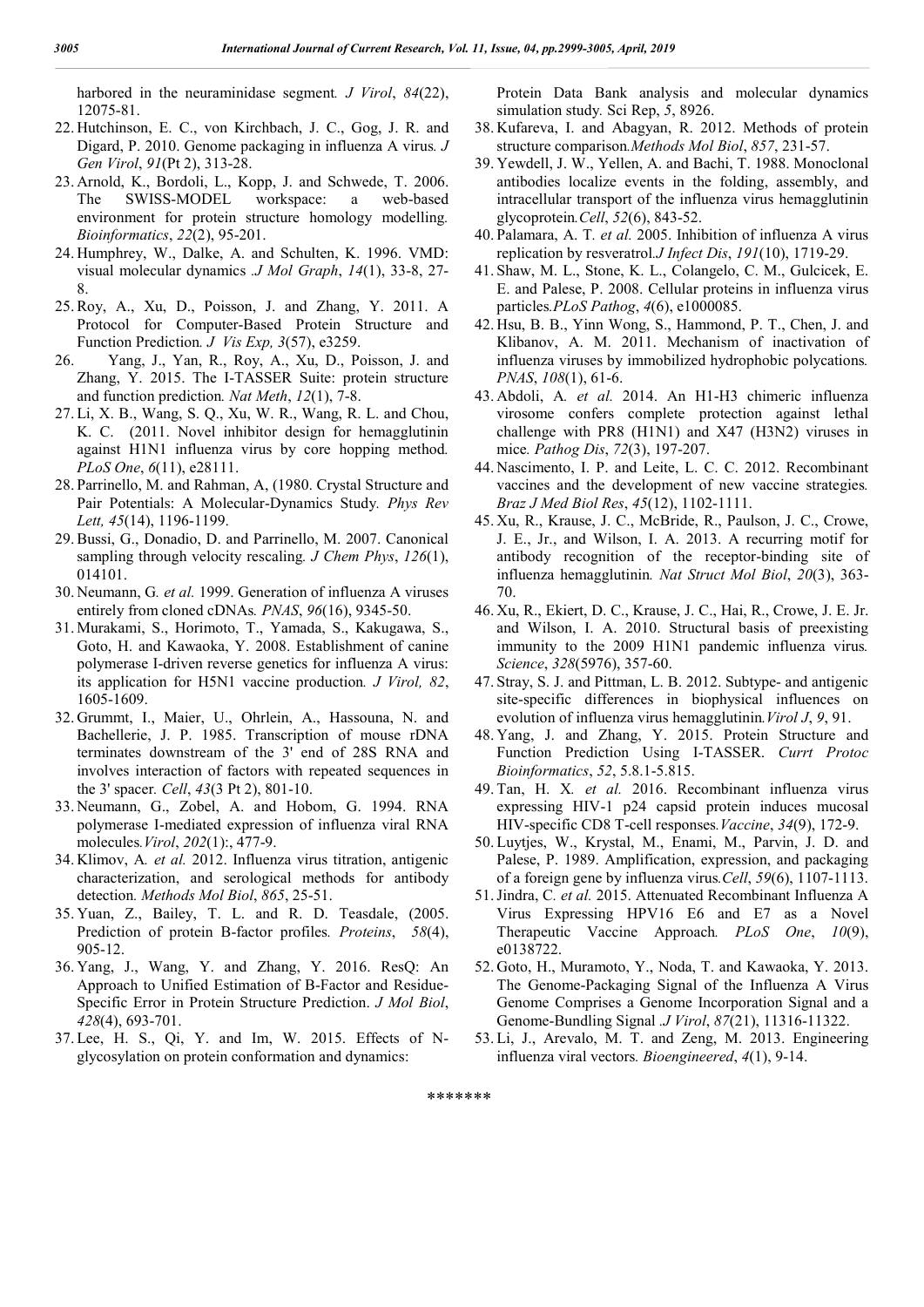harbored in the neuraminidase segment. *J Virol*, *84*(22), 12075-81.

22. Hutchinson, E. C., von Kirchbach, J. C., Gog, J. R. and Digard, P. 2010. Genome packaging in influenza A virus. *J Gen Virol*, *91*(Pt 2), 313-28.
23. Arnold, K., Bordoli, L., Kopp, J. and Schwede, T. 2006. The SWISS-MODEL workspace: a web-based environment for protein structure homology modelling. *Bioinformatics*, *22*(2), 95-201.
24. Humphrey, W., Dalke, A. and Schulten, K. 1996. VMD: visual molecular dynamics .*J Mol Graph*, *14*(1), 33-8, 27-8.
25. Roy, A., Xu, D., Poisson, J. and Zhang, Y. 2011. A Protocol for Computer-Based Protein Structure and Function Prediction. *J Vis Exp, 3*(57), e3259.
26. Yang, J., Yan, R., Roy, A., Xu, D., Poisson, J. and Zhang, Y. 2015. The I-TASSER Suite: protein structure and function prediction. *Nat Meth*, *12*(1), 7-8.
27. Li, X. B., Wang, S. Q., Xu, W. R., Wang, R. L. and Chou, K. C. (2011. Novel inhibitor design for hemagglutinin against H1N1 influenza virus by core hopping method. *PLoS One*, *6*(11), e28111.
28. Parrinello, M. and Rahman, A, (1980. Crystal Structure and Pair Potentials: A Molecular-Dynamics Study. *Phys Rev Lett, 45*(14), 1196-1199.
29. Bussi, G., Donadio, D. and Parrinello, M. 2007. Canonical sampling through velocity rescaling. *J Chem Phys*, *126*(1), 014101.
30. Neumann, G. *et al.* 1999. Generation of influenza A viruses entirely from cloned cDNAs. *PNAS*, *96*(16), 9345-50.
31. Murakami, S., Horimoto, T., Yamada, S., Kakugawa, S., Goto, H. and Kawaoka, Y. 2008. Establishment of canine polymerase I-driven reverse genetics for influenza A virus: its application for H5N1 vaccine production. *J Virol, 82*, 1605-1609.
32. Grummt, I., Maier, U., Ohrlein, A., Hassouna, N. and Bachellerie, J. P. 1985. Transcription of mouse rDNA terminates downstream of the 3' end of 28S RNA and involves interaction of factors with repeated sequences in the 3' spacer. *Cell*, *43*(3 Pt 2), 801-10.
33. Neumann, G., Zobel, A. and Hobom, G. 1994. RNA polymerase I-mediated expression of influenza viral RNA molecules.*Virol*, *202*(1):, 477-9.
34. Klimov, A. *et al.* 2012. Influenza virus titration, antigenic characterization, and serological methods for antibody detection. *Methods Mol Biol*, *865*, 25-51.
35. Yuan, Z., Bailey, T. L. and R. D. Teasdale, (2005. Prediction of protein B-factor profiles. *Proteins*, *58*(4), 905-12.
36. Yang, J., Wang, Y. and Zhang, Y. 2016. ResQ: An Approach to Unified Estimation of B-Factor and Residue-Specific Error in Protein Structure Prediction. *J Mol Biol*, *428*(4), 693-701.
37. Lee, H. S., Qi, Y. and Im, W. 2015. Effects of N-glycosylation on protein conformation and dynamics: Protein Data Bank analysis and molecular dynamics simulation study. Sci Rep, *5*, 8926.
38. Kufareva, I. and Abagyan, R. 2012. Methods of protein structure comparison.*Methods Mol Biol*, *857*, 231-57.
39. Yewdell, J. W., Yellen, A. and Bachi, T. 1988. Monoclonal antibodies localize events in the folding, assembly, and intracellular transport of the influenza virus hemagglutinin glycoprotein.*Cell*, *52*(6), 843-52.
40. Palamara, A. T. *et al.* 2005. Inhibition of influenza A virus replication by resveratrol.*J Infect Dis*, *191*(10), 1719-29.
41. Shaw, M. L., Stone, K. L., Colangelo, C. M., Gulcicek, E. E. and Palese, P. 2008. Cellular proteins in influenza virus particles.*PLoS Pathog*, *4*(6), e1000085.
42. Hsu, B. B., Yinn Wong, S., Hammond, P. T., Chen, J. and Klibanov, A. M. 2011. Mechanism of inactivation of influenza viruses by immobilized hydrophobic polycations. *PNAS*, *108*(1), 61-6.
43. Abdoli, A. *et al.* 2014. An H1-H3 chimeric influenza virosome confers complete protection against lethal challenge with PR8 (H1N1) and X47 (H3N2) viruses in mice. *Pathog Dis*, *72*(3), 197-207.
44. Nascimento, I. P. and Leite, L. C. C. 2012. Recombinant vaccines and the development of new vaccine strategies. *Braz J Med Biol Res*, *45*(12), 1102-1111.
45. Xu, R., Krause, J. C., McBride, R., Paulson, J. C., Crowe, J. E., Jr., and Wilson, I. A. 2013. A recurring motif for antibody recognition of the receptor-binding site of influenza hemagglutinin. *Nat Struct Mol Biol*, *20*(3), 363-70.
46. Xu, R., Ekiert, D. C., Krause, J. C., Hai, R., Crowe, J. E. Jr. and Wilson, I. A. 2010. Structural basis of preexisting immunity to the 2009 H1N1 pandemic influenza virus. *Science*, *328*(5976), 357-60.
47. Stray, S. J. and Pittman, L. B. 2012. Subtype- and antigenic site-specific differences in biophysical influences on evolution of influenza virus hemagglutinin.*Virol J*, *9*, 91.
48. Yang, J. and Zhang, Y. 2015. Protein Structure and Function Prediction Using I-TASSER. *Currt Protoc Bioinformatics*, *52*, 5.8.1-5.815.
49. Tan, H. X. *et al.* 2016. Recombinant influenza virus expressing HIV-1 p24 capsid protein induces mucosal HIV-specific CD8 T-cell responses.*Vaccine*, *34*(9), 172-9.
50. Luytjes, W., Krystal, M., Enami, M., Parvin, J. D. and Palese, P. 1989. Amplification, expression, and packaging of a foreign gene by influenza virus.*Cell*, *59*(6), 1107-1113.
51. Jindra, C. *et al.* 2015. Attenuated Recombinant Influenza A Virus Expressing HPV16 E6 and E7 as a Novel Therapeutic Vaccine Approach. *PLoS One*, *10*(9), e0138722.
52. Goto, H., Muramoto, Y., Noda, T. and Kawaoka, Y. 2013. The Genome-Packaging Signal of the Influenza A Virus Genome Comprises a Genome Incorporation Signal and a Genome-Bundling Signal .*J Virol*, *87*(21), 11316-11322.
53. Li, J., Arevalo, M. T. and Zeng, M. 2013. Engineering influenza viral vectors. *Bioengineered*, *4*(1), 9-14.

*******